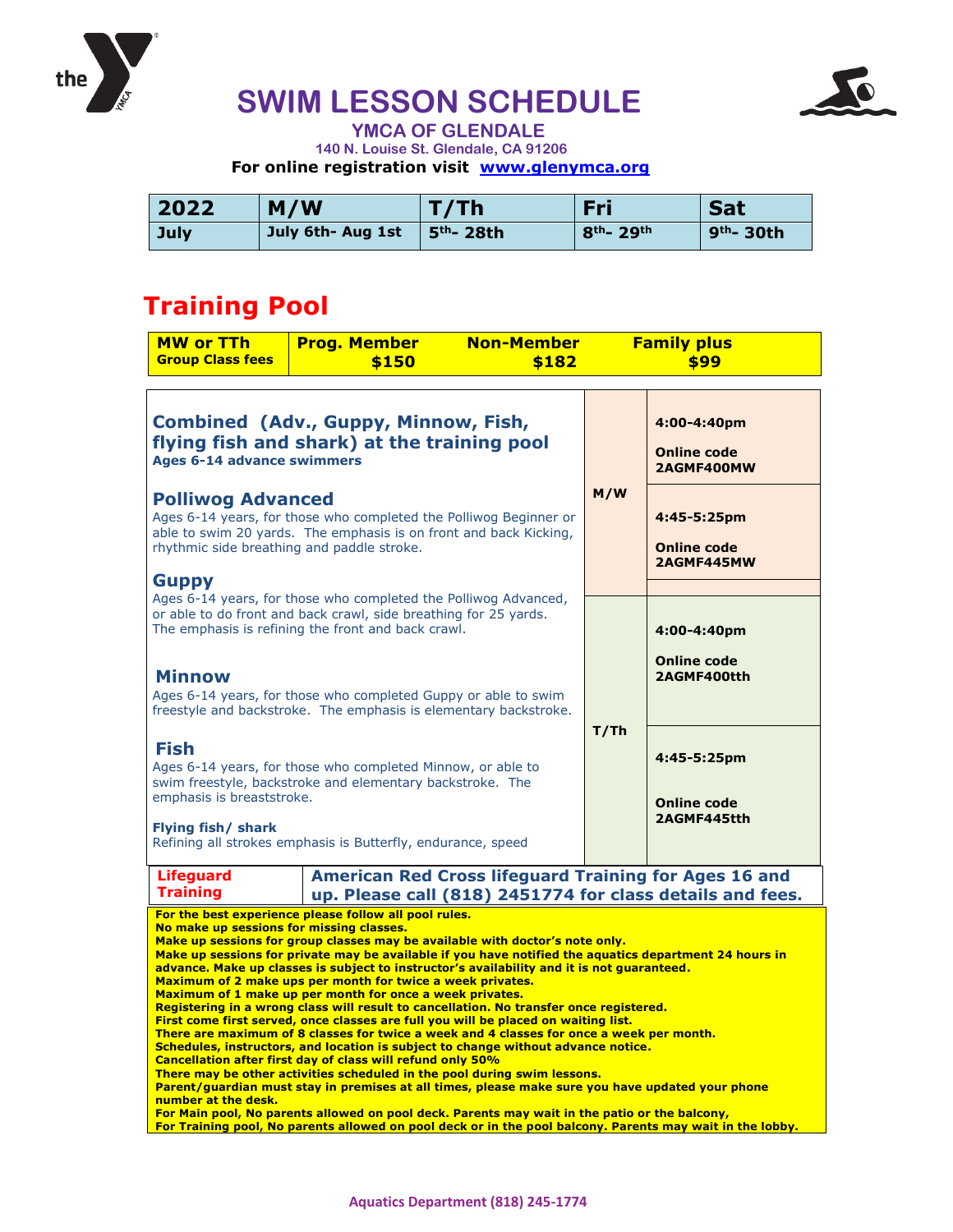# SWIM LESSON SCHEDULE

## YMCA OF GLENDALE

140 N. Louise St. Glendale, CA 91206

**For online registration visit www.glenymca.org**

| 2022 | M/W | T/Th | Fri | Sat |
|---|---|---|---|---|
| July | July 6th- Aug 1st | 5th- 28th | 8th- 29th | 9th- 30th |

## Training Pool

| MW or TTh Group Class fees | Prog. Member | Non-Member | Family plus |
|---|---|---|---|
| | $150 | $182 | $99 |

| Class | Days | Time / Online code |
|---|---|---|
| **Combined (Adv., Guppy, Minnow, Fish, flying fish and shark) at the training pool** Ages 6-14 advance swimmers | M/W | 4:00-4:40pm Online code 2AGMF400MW |
| | M/W | 4:45-5:25pm Online code 2AGMF445MW |
| | T/Th | 4:00-4:40pm Online code 2AGMF400tth |
| | T/Th | 4:45-5:25pm Online code 2AGMF445tth |

### Polliwog Advanced

Ages 6-14 years, for those who completed the Polliwog Beginner or able to swim 20 yards. The emphasis is on front and back Kicking, rhythmic side breathing and paddle stroke.

### Guppy

Ages 6-14 years, for those who completed the Polliwog Advanced, or able to do front and back crawl, side breathing for 25 yards. The emphasis is refining the front and back crawl.

### Minnow

Ages 6-14 years, for those who completed Guppy or able to swim freestyle and backstroke. The emphasis is elementary backstroke.

### Fish

Ages 6-14 years, for those who completed Minnow, or able to swim freestyle, backstroke and elementary backstroke. The emphasis is breaststroke.

**Flying fish/ shark**

Refining all strokes emphasis is Butterfly, endurance, speed

| Lifeguard Training | American Red Cross lifeguard Training for Ages 16 and up. Please call (818) 2451774 for class details and fees. |
|---|---|

**For the best experience please follow all pool rules.**
**No make up sessions for missing classes.**
**Make up sessions for group classes may be available with doctor's note only.**
**Make up sessions for private may be available if you have notified the aquatics department 24 hours in advance. Make up classes is subject to instructor's availability and it is not guaranteed.**
**Maximum of 2 make ups per month for twice a week privates.**
**Maximum of 1 make up per month for once a week privates.**
**Registering in a wrong class will result to cancellation. No transfer once registered.**
**First come first served, once classes are full you will be placed on waiting list.**
**There are maximum of 8 classes for twice a week and 4 classes for once a week per month.**
**Schedules, instructors, and location is subject to change without advance notice.**
**Cancellation after first day of class will refund only 50%**
**There may be other activities scheduled in the pool during swim lessons.**
**Parent/guardian must stay in premises at all times, please make sure you have updated your phone number at the desk.**
**For Main pool, No parents allowed on pool deck. Parents may wait in the patio or the balcony,**
**For Training pool, No parents allowed on pool deck or in the pool balcony. Parents may wait in the lobby.**

**Aquatics Department (818) 245-1774**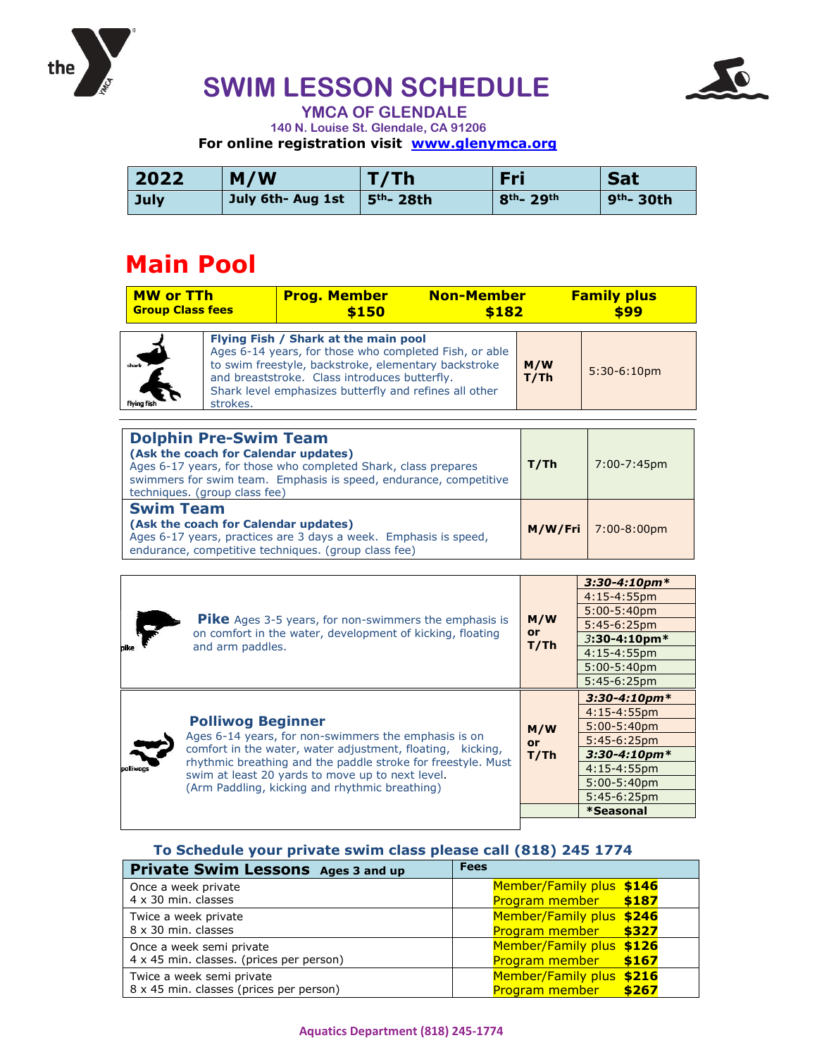# SWIN LESSON SCHEDULE

Correction: the heading reads "SWIM LESSON SCHEDULE".

# SWIM LESSON SCHEDULE

## YMCA OF GLENDALE

140 N. Louise St. Glendale, CA 91206

**For online registration visit [www.glenymca.org](http://www.glenymca.org)**

| 2022 | M/W | T/Th | Fri | Sat |
|---|---|---|---|---|
| July | July 6th- Aug 1st | 5th- 28th | 8th- 29th | 9th- 30th |

# Main Pool

| MW or TTh Group Class fees | Prog. Member | Non-Member | Family plus |
|---|---|---|---|
| | $150 | $182 | $99 |

| | | |
|---|---|---|
| **Flying Fish / Shark at the main pool** Ages 6-14 years, for those who completed Fish, or able to swim freestyle, backstroke, elementary backstroke and breaststroke. Class introduces butterfly. Shark level emphasizes butterfly and refines all other strokes. | M/W T/Th | 5:30-6:10pm |

| | | |
|---|---|---|
| **Dolphin Pre-Swim Team** **(Ask the coach for Calendar updates)** Ages 6-17 years, for those who completed Shark, class prepares swimmers for swim team. Emphasis is speed, endurance, competitive techniques. (group class fee) | T/Th | 7:00-7:45pm |
| **Swim Team** **(Ask the coach for Calendar updates)** Ages 6-17 years, practices are 3 days a week. Emphasis is speed, endurance, competitive techniques. (group class fee) | M/W/Fri | 7:00-8:00pm |

| | | |
|---|---|---|
| **Pike** Ages 3-5 years, for non-swimmers the emphasis is on comfort in the water, development of kicking, floating and arm paddles. | M/W or T/Th | ***3:30-4:10pm****<br>4:15-4:55pm<br>5:00-5:40pm<br>5:45-6:25pm<br>***3:30-4:10pm****<br>4:15-4:55pm<br>5:00-5:40pm<br>5:45-6:25pm |
| **Polliwog Beginner** Ages 6-14 years, for non-swimmers the emphasis is on comfort in the water, water adjustment, floating, kicking, rhythmic breathing and the paddle stroke for freestyle. Must swim at least 20 yards to move up to next level. (Arm Paddling, kicking and rhythmic breathing) | M/W or T/Th | ***3:30-4:10pm****<br>4:15-4:55pm<br>5:00-5:40pm<br>5:45-6:25pm<br>***3:30-4:10pm****<br>4:15-4:55pm<br>5:00-5:40pm<br>5:45-6:25pm |
| | | ***Seasonal** |

**To Schedule your private swim class please call (818) 245 1774**

| Private Swim Lessons Ages 3 and up | Fees |
|---|---|
| Once a week private<br>4 x 30 min. classes | Member/Family plus **$146**<br>Program member **$187** |
| Twice a week private<br>8 x 30 min. classes | Member/Family plus **$246**<br>Program member **$327** |
| Once a week semi private<br>4 x 45 min. classes. (prices per person) | Member/Family plus **$126**<br>Program member **$167** |
| Twice a week semi private<br>8 x 45 min. classes (prices per person) | Member/Family plus **$216**<br>Program member **$267** |

Aquatics Department (818) 245-1774